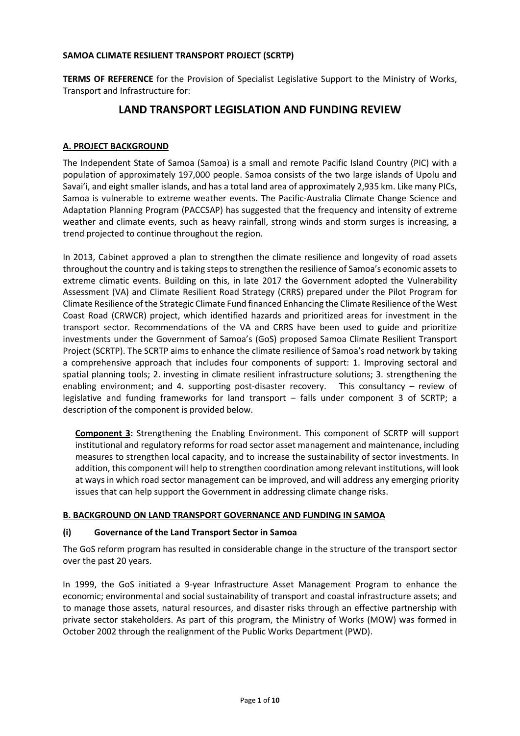**SAMOA CLIMATE RESILIENT TRANSPORT PROJECT (SCRTP)**

**TERMS OF REFERENCE** for the Provision of Specialist Legislative Support to the Ministry of Works, Transport and Infrastructure for:

# LAND TRANSPORT LEGISLATION AND FUNDING REVIEW

## A. PROJECT BACKGROUND

The Independent State of Samoa (Samoa) is a small and remote Pacific Island Country (PIC) with a population of approximately 197,000 people. Samoa consists of the two large islands of Upolu and Savai'i, and eight smaller islands, and has a total land area of approximately 2,935 km. Like many PICs, Samoa is vulnerable to extreme weather events. The Pacific-Australia Climate Change Science and Adaptation Planning Program (PACCSAP) has suggested that the frequency and intensity of extreme weather and climate events, such as heavy rainfall, strong winds and storm surges is increasing, a trend projected to continue throughout the region.

In 2013, Cabinet approved a plan to strengthen the climate resilience and longevity of road assets throughout the country and is taking steps to strengthen the resilience of Samoa's economic assets to extreme climatic events. Building on this, in late 2017 the Government adopted the Vulnerability Assessment (VA) and Climate Resilient Road Strategy (CRRS) prepared under the Pilot Program for Climate Resilience of the Strategic Climate Fund financed Enhancing the Climate Resilience of the West Coast Road (CRWCR) project, which identified hazards and prioritized areas for investment in the transport sector. Recommendations of the VA and CRRS have been used to guide and prioritize investments under the Government of Samoa's (GoS) proposed Samoa Climate Resilient Transport Project (SCRTP). The SCRTP aims to enhance the climate resilience of Samoa's road network by taking a comprehensive approach that includes four components of support: 1. Improving sectoral and spatial planning tools; 2. investing in climate resilient infrastructure solutions; 3. strengthening the enabling environment; and 4. supporting post-disaster recovery. This consultancy – review of legislative and funding frameworks for land transport – falls under component 3 of SCRTP; a description of the component is provided below.

> **Component 3:** Strengthening the Enabling Environment. This component of SCRTP will support institutional and regulatory reforms for road sector asset management and maintenance, including measures to strengthen local capacity, and to increase the sustainability of sector investments. In addition, this component will help to strengthen coordination among relevant institutions, will look at ways in which road sector management can be improved, and will address any emerging priority issues that can help support the Government in addressing climate change risks.

## B. BACKGROUND ON LAND TRANSPORT GOVERNANCE AND FUNDING IN SAMOA

### (i) Governance of the Land Transport Sector in Samoa

The GoS reform program has resulted in considerable change in the structure of the transport sector over the past 20 years.

In 1999, the GoS initiated a 9-year Infrastructure Asset Management Program to enhance the economic; environmental and social sustainability of transport and coastal infrastructure assets; and to manage those assets, natural resources, and disaster risks through an effective partnership with private sector stakeholders. As part of this program, the Ministry of Works (MOW) was formed in October 2002 through the realignment of the Public Works Department (PWD).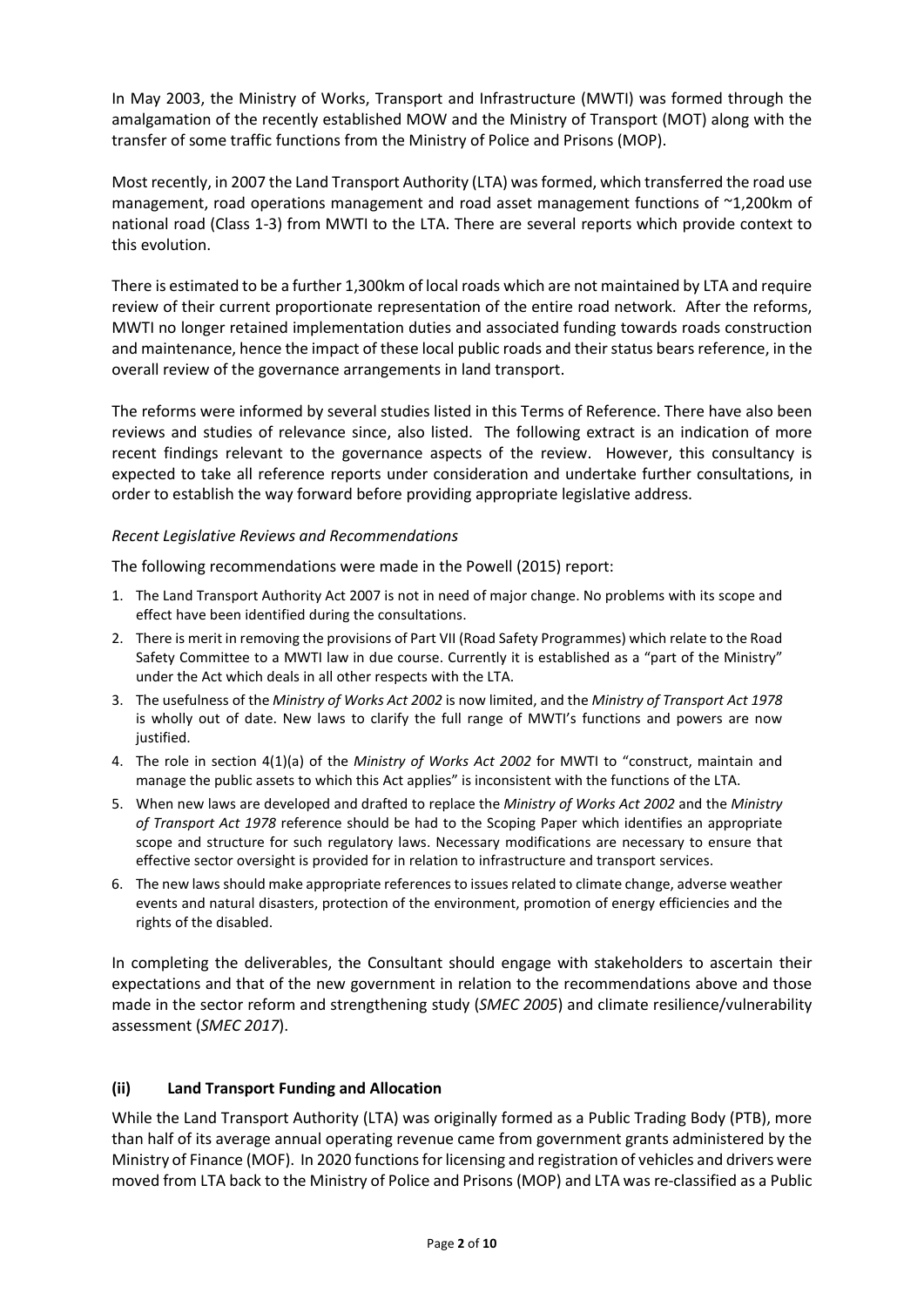In May 2003, the Ministry of Works, Transport and Infrastructure (MWTI) was formed through the amalgamation of the recently established MOW and the Ministry of Transport (MOT) along with the transfer of some traffic functions from the Ministry of Police and Prisons (MOP).

Most recently, in 2007 the Land Transport Authority (LTA) was formed, which transferred the road use management, road operations management and road asset management functions of ~1,200km of national road (Class 1-3) from MWTI to the LTA. There are several reports which provide context to this evolution.

There is estimated to be a further 1,300km of local roads which are not maintained by LTA and require review of their current proportionate representation of the entire road network. After the reforms, MWTI no longer retained implementation duties and associated funding towards roads construction and maintenance, hence the impact of these local public roads and their status bears reference, in the overall review of the governance arrangements in land transport.

The reforms were informed by several studies listed in this Terms of Reference. There have also been reviews and studies of relevance since, also listed. The following extract is an indication of more recent findings relevant to the governance aspects of the review. However, this consultancy is expected to take all reference reports under consideration and undertake further consultations, in order to establish the way forward before providing appropriate legislative address.

*Recent Legislative Reviews and Recommendations*

The following recommendations were made in the Powell (2015) report:

1. The Land Transport Authority Act 2007 is not in need of major change. No problems with its scope and effect have been identified during the consultations.
2. There is merit in removing the provisions of Part VII (Road Safety Programmes) which relate to the Road Safety Committee to a MWTI law in due course. Currently it is established as a "part of the Ministry" under the Act which deals in all other respects with the LTA.
3. The usefulness of the *Ministry of Works Act 2002* is now limited, and the *Ministry of Transport Act 1978* is wholly out of date. New laws to clarify the full range of MWTI's functions and powers are now justified.
4. The role in section 4(1)(a) of the *Ministry of Works Act 2002* for MWTI to "construct, maintain and manage the public assets to which this Act applies" is inconsistent with the functions of the LTA.
5. When new laws are developed and drafted to replace the *Ministry of Works Act 2002* and the *Ministry of Transport Act 1978* reference should be had to the Scoping Paper which identifies an appropriate scope and structure for such regulatory laws. Necessary modifications are necessary to ensure that effective sector oversight is provided for in relation to infrastructure and transport services.
6. The new laws should make appropriate references to issues related to climate change, adverse weather events and natural disasters, protection of the environment, promotion of energy efficiencies and the rights of the disabled.

In completing the deliverables, the Consultant should engage with stakeholders to ascertain their expectations and that of the new government in relation to the recommendations above and those made in the sector reform and strengthening study (*SMEC 2005*) and climate resilience/vulnerability assessment (*SMEC 2017*).

### (ii) Land Transport Funding and Allocation

While the Land Transport Authority (LTA) was originally formed as a Public Trading Body (PTB), more than half of its average annual operating revenue came from government grants administered by the Ministry of Finance (MOF). In 2020 functions for licensing and registration of vehicles and drivers were moved from LTA back to the Ministry of Police and Prisons (MOP) and LTA was re-classified as a Public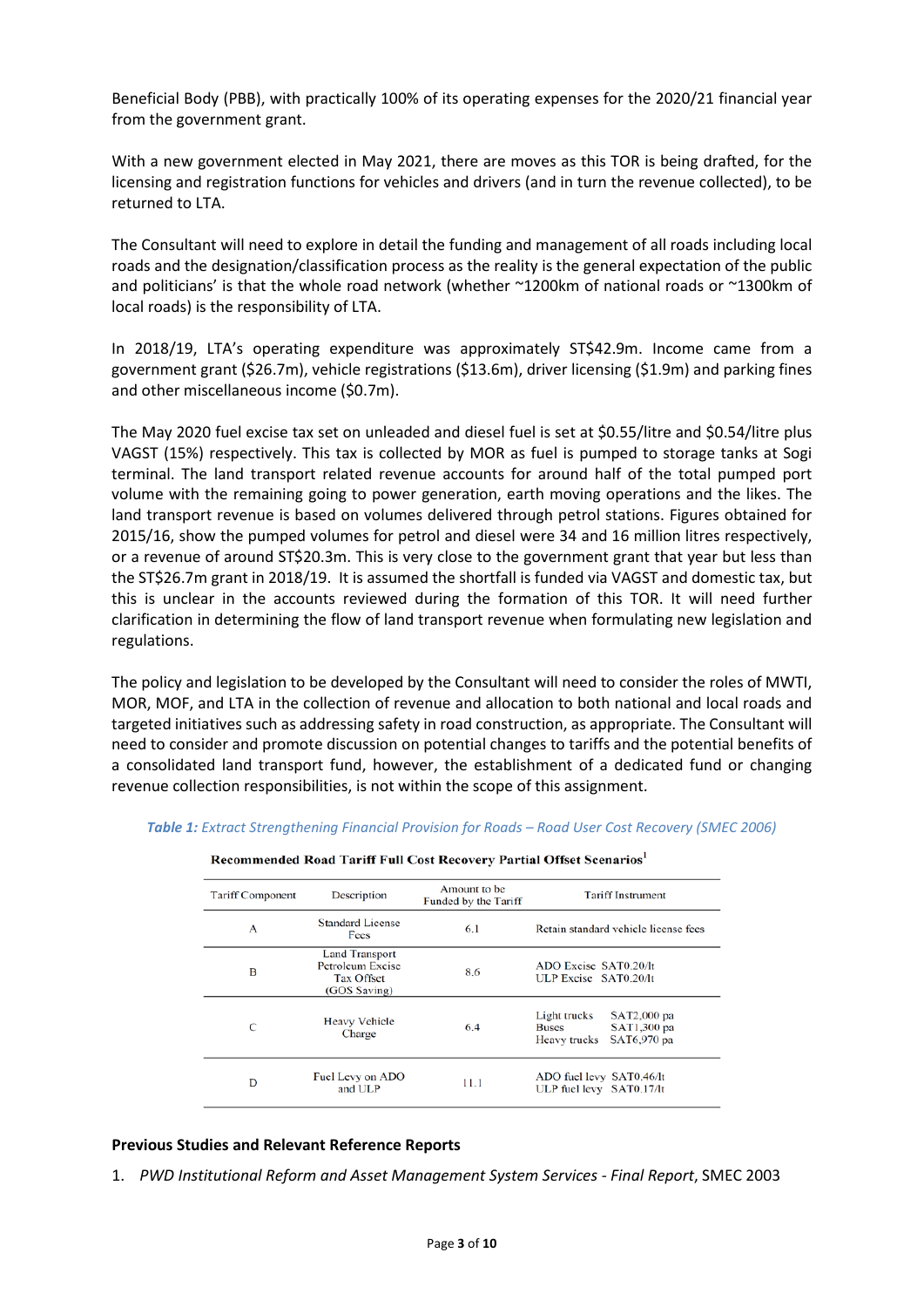Beneficial Body (PBB), with practically 100% of its operating expenses for the 2020/21 financial year from the government grant.

With a new government elected in May 2021, there are moves as this TOR is being drafted, for the licensing and registration functions for vehicles and drivers (and in turn the revenue collected), to be returned to LTA.

The Consultant will need to explore in detail the funding and management of all roads including local roads and the designation/classification process as the reality is the general expectation of the public and politicians' is that the whole road network (whether ~1200km of national roads or ~1300km of local roads) is the responsibility of LTA.

In 2018/19, LTA's operating expenditure was approximately ST$42.9m. Income came from a government grant ($26.7m), vehicle registrations ($13.6m), driver licensing ($1.9m) and parking fines and other miscellaneous income ($0.7m).

The May 2020 fuel excise tax set on unleaded and diesel fuel is set at $0.55/litre and $0.54/litre plus VAGST (15%) respectively. This tax is collected by MOR as fuel is pumped to storage tanks at Sogi terminal. The land transport related revenue accounts for around half of the total pumped port volume with the remaining going to power generation, earth moving operations and the likes. The land transport revenue is based on volumes delivered through petrol stations. Figures obtained for 2015/16, show the pumped volumes for petrol and diesel were 34 and 16 million litres respectively, or a revenue of around ST$20.3m. This is very close to the government grant that year but less than the ST$26.7m grant in 2018/19. It is assumed the shortfall is funded via VAGST and domestic tax, but this is unclear in the accounts reviewed during the formation of this TOR. It will need further clarification in determining the flow of land transport revenue when formulating new legislation and regulations.

The policy and legislation to be developed by the Consultant will need to consider the roles of MWTI, MOR, MOF, and LTA in the collection of revenue and allocation to both national and local roads and targeted initiatives such as addressing safety in road construction, as appropriate. The Consultant will need to consider and promote discussion on potential changes to tariffs and the potential benefits of a consolidated land transport fund, however, the establishment of a dedicated fund or changing revenue collection responsibilities, is not within the scope of this assignment.

***Table 1:*** *Extract Strengthening Financial Provision for Roads – Road User Cost Recovery (SMEC 2006)*

**Recommended Road Tariff Full Cost Recovery Partial Offset Scenarios**[1]

| Tariff Component | Description | Amount to be Funded by the Tariff | Tariff Instrument |
|---|---|---|---|
| A | Standard License Fees | 6.1 | Retain standard vehicle license fees |
| B | Land Transport Petroleum Excise Tax Offset (GOS Saving) | 8.6 | ADO Excise SAT0.20/lt<br>ULP Excise SAT0.20/lt |
| C | Heavy Vehicle Charge | 6.4 | Light trucks SAT2,000 pa<br>Buses SAT1,300 pa<br>Heavy trucks SAT6,970 pa |
| D | Fuel Levy on ADO and ULP | 11.1 | ADO fuel levy SAT0.46/lt<br>ULP fuel levy SAT0.17/lt |

**Previous Studies and Relevant Reference Reports**

1. *PWD Institutional Reform and Asset Management System Services - Final Report*, SMEC 2003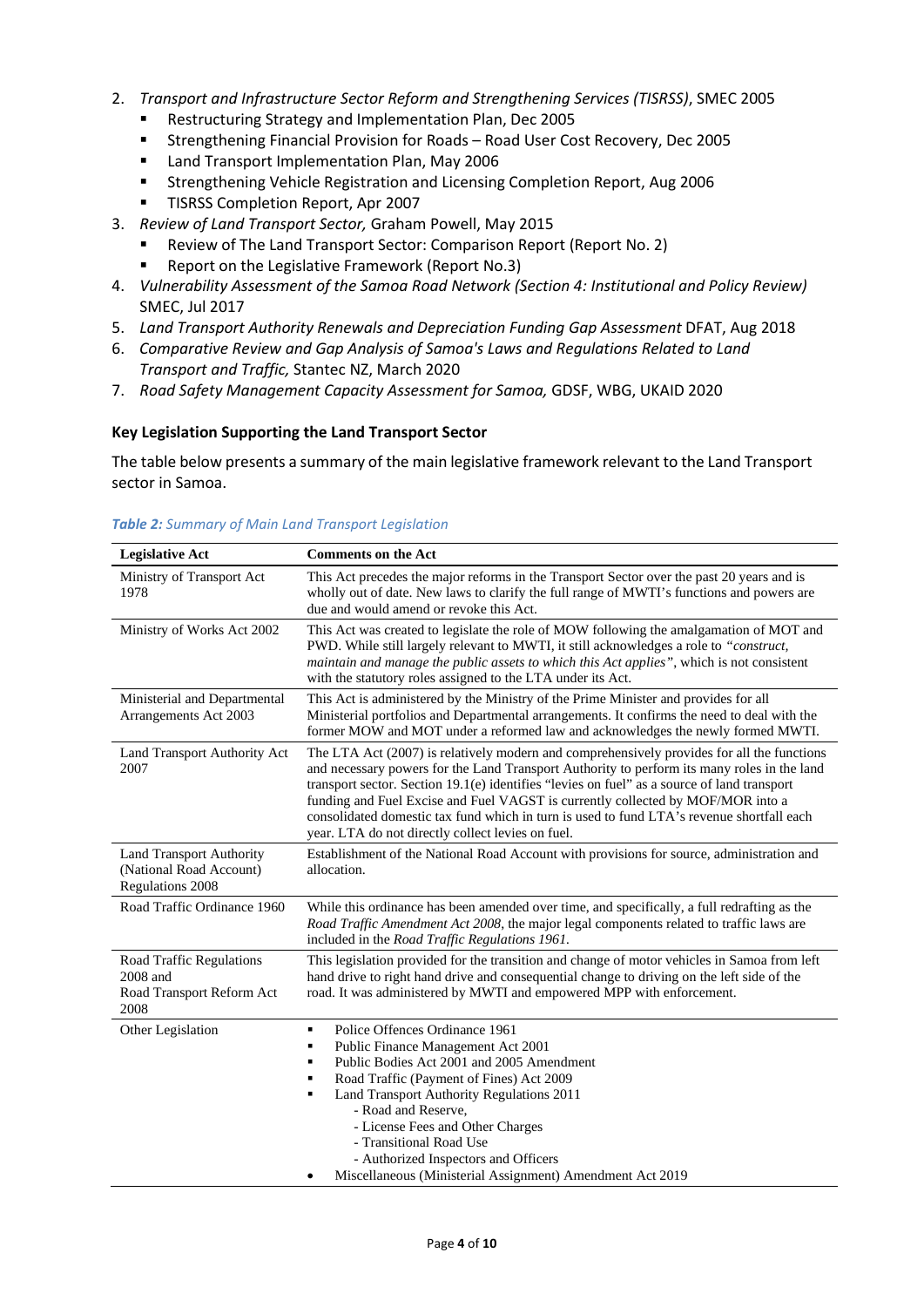2. *Transport and Infrastructure Sector Reform and Strengthening Services (TISRSS)*, SMEC 2005
   - Restructuring Strategy and Implementation Plan, Dec 2005
   - Strengthening Financial Provision for Roads – Road User Cost Recovery, Dec 2005
   - Land Transport Implementation Plan, May 2006
   - Strengthening Vehicle Registration and Licensing Completion Report, Aug 2006
   - TISRSS Completion Report, Apr 2007
3. *Review of Land Transport Sector,* Graham Powell, May 2015
   - Review of The Land Transport Sector: Comparison Report (Report No. 2)
   - Report on the Legislative Framework (Report No.3)
4. *Vulnerability Assessment of the Samoa Road Network (Section 4: Institutional and Policy Review)* SMEC, Jul 2017
5. *Land Transport Authority Renewals and Depreciation Funding Gap Assessment* DFAT, Aug 2018
6. *Comparative Review and Gap Analysis of Samoa's Laws and Regulations Related to Land Transport and Traffic,* Stantec NZ, March 2020
7. *Road Safety Management Capacity Assessment for Samoa,* GDSF, WBG, UKAID 2020

### Key Legislation Supporting the Land Transport Sector

The table below presents a summary of the main legislative framework relevant to the Land Transport sector in Samoa.

***Table 2:*** *Summary of Main Land Transport Legislation*

| Legislative Act | Comments on the Act |
|---|---|
| Ministry of Transport Act 1978 | This Act precedes the major reforms in the Transport Sector over the past 20 years and is wholly out of date. New laws to clarify the full range of MWTI's functions and powers are due and would amend or revoke this Act. |
| Ministry of Works Act 2002 | This Act was created to legislate the role of MOW following the amalgamation of MOT and PWD. While still largely relevant to MWTI, it still acknowledges a role to *"construct, maintain and manage the public assets to which this Act applies"*, which is not consistent with the statutory roles assigned to the LTA under its Act. |
| Ministerial and Departmental Arrangements Act 2003 | This Act is administered by the Ministry of the Prime Minister and provides for all Ministerial portfolios and Departmental arrangements. It confirms the need to deal with the former MOW and MOT under a reformed law and acknowledges the newly formed MWTI. |
| Land Transport Authority Act 2007 | The LTA Act (2007) is relatively modern and comprehensively provides for all the functions and necessary powers for the Land Transport Authority to perform its many roles in the land transport sector. Section 19.1(e) identifies "levies on fuel" as a source of land transport funding and Fuel Excise and Fuel VAGST is currently collected by MOF/MOR into a consolidated domestic tax fund which in turn is used to fund LTA's revenue shortfall each year. LTA do not directly collect levies on fuel. |
| Land Transport Authority (National Road Account) Regulations 2008 | Establishment of the National Road Account with provisions for source, administration and allocation. |
| Road Traffic Ordinance 1960 | While this ordinance has been amended over time, and specifically, a full redrafting as the *Road Traffic Amendment Act 2008*, the major legal components related to traffic laws are included in the *Road Traffic Regulations 1961*. |
| Road Traffic Regulations 2008 and Road Transport Reform Act 2008 | This legislation provided for the transition and change of motor vehicles in Samoa from left hand drive to right hand drive and consequential change to driving on the left side of the road. It was administered by MWTI and empowered MPP with enforcement. |
| Other Legislation | ▪ Police Offences Ordinance 1961<br>▪ Public Finance Management Act 2001<br>▪ Public Bodies Act 2001 and 2005 Amendment<br>▪ Road Traffic (Payment of Fines) Act 2009<br>▪ Land Transport Authority Regulations 2011<br>- Road and Reserve,<br>- License Fees and Other Charges<br>- Transitional Road Use<br>- Authorized Inspectors and Officers<br>• Miscellaneous (Ministerial Assignment) Amendment Act 2019 |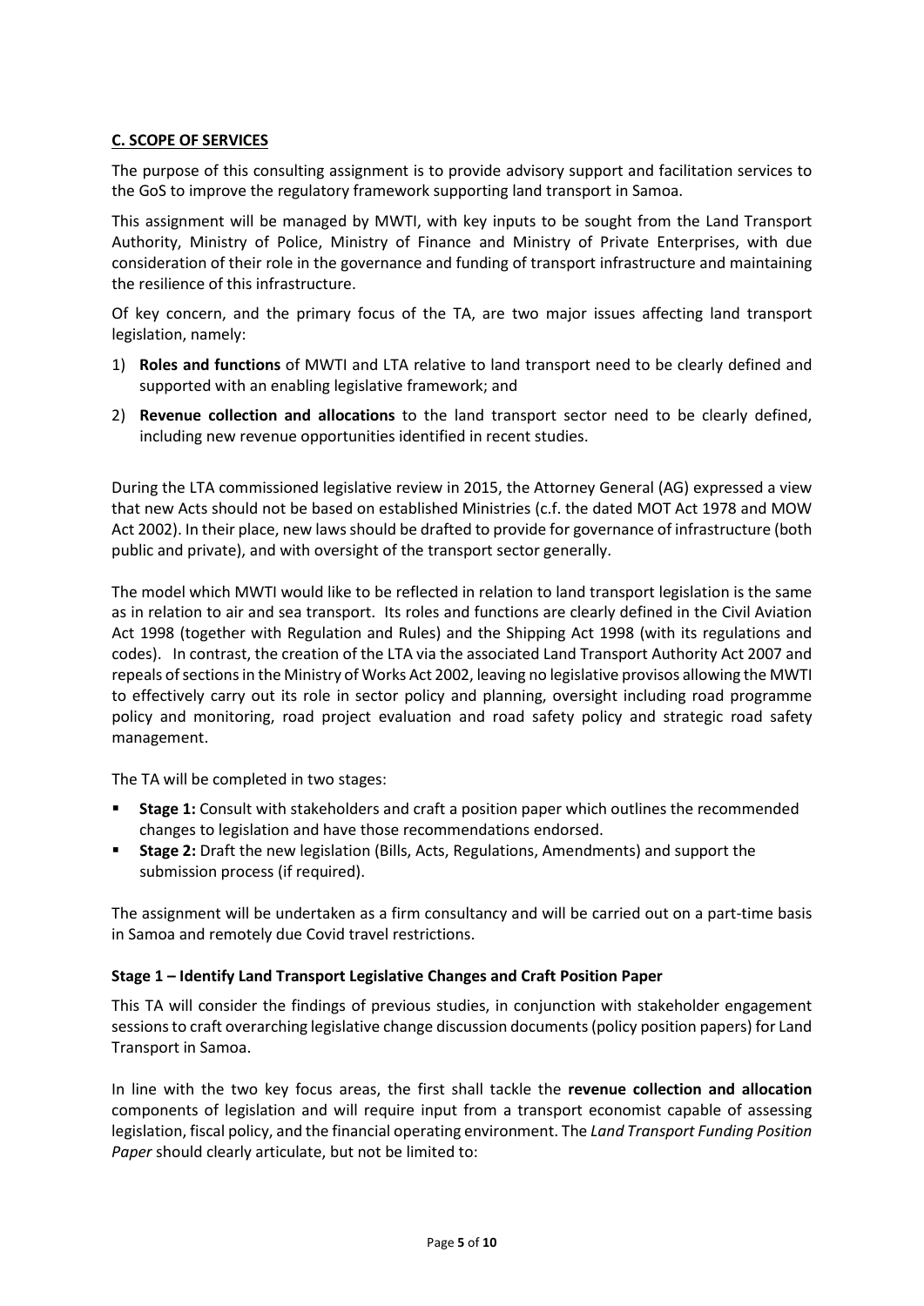## C. SCOPE OF SERVICES

The purpose of this consulting assignment is to provide advisory support and facilitation services to the GoS to improve the regulatory framework supporting land transport in Samoa.

This assignment will be managed by MWTI, with key inputs to be sought from the Land Transport Authority, Ministry of Police, Ministry of Finance and Ministry of Private Enterprises, with due consideration of their role in the governance and funding of transport infrastructure and maintaining the resilience of this infrastructure.

Of key concern, and the primary focus of the TA, are two major issues affecting land transport legislation, namely:

1) **Roles and functions** of MWTI and LTA relative to land transport need to be clearly defined and supported with an enabling legislative framework; and
2) **Revenue collection and allocations** to the land transport sector need to be clearly defined, including new revenue opportunities identified in recent studies.

During the LTA commissioned legislative review in 2015, the Attorney General (AG) expressed a view that new Acts should not be based on established Ministries (c.f. the dated MOT Act 1978 and MOW Act 2002). In their place, new laws should be drafted to provide for governance of infrastructure (both public and private), and with oversight of the transport sector generally.

The model which MWTI would like to be reflected in relation to land transport legislation is the same as in relation to air and sea transport. Its roles and functions are clearly defined in the Civil Aviation Act 1998 (together with Regulation and Rules) and the Shipping Act 1998 (with its regulations and codes). In contrast, the creation of the LTA via the associated Land Transport Authority Act 2007 and repeals of sections in the Ministry of Works Act 2002, leaving no legislative provisos allowing the MWTI to effectively carry out its role in sector policy and planning, oversight including road programme policy and monitoring, road project evaluation and road safety policy and strategic road safety management.

The TA will be completed in two stages:

- **Stage 1:** Consult with stakeholders and craft a position paper which outlines the recommended changes to legislation and have those recommendations endorsed.
- **Stage 2:** Draft the new legislation (Bills, Acts, Regulations, Amendments) and support the submission process (if required).

The assignment will be undertaken as a firm consultancy and will be carried out on a part-time basis in Samoa and remotely due Covid travel restrictions.

### Stage 1 – Identify Land Transport Legislative Changes and Craft Position Paper

This TA will consider the findings of previous studies, in conjunction with stakeholder engagement sessions to craft overarching legislative change discussion documents (policy position papers) for Land Transport in Samoa.

In line with the two key focus areas, the first shall tackle the **revenue collection and allocation** components of legislation and will require input from a transport economist capable of assessing legislation, fiscal policy, and the financial operating environment. The *Land Transport Funding Position Paper* should clearly articulate, but not be limited to: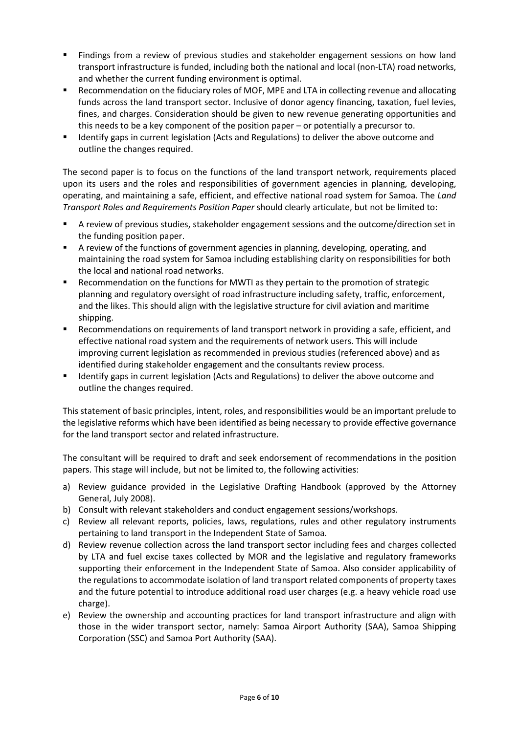- Findings from a review of previous studies and stakeholder engagement sessions on how land transport infrastructure is funded, including both the national and local (non-LTA) road networks, and whether the current funding environment is optimal.
- Recommendation on the fiduciary roles of MOF, MPE and LTA in collecting revenue and allocating funds across the land transport sector. Inclusive of donor agency financing, taxation, fuel levies, fines, and charges. Consideration should be given to new revenue generating opportunities and this needs to be a key component of the position paper – or potentially a precursor to.
- Identify gaps in current legislation (Acts and Regulations) to deliver the above outcome and outline the changes required.

The second paper is to focus on the functions of the land transport network, requirements placed upon its users and the roles and responsibilities of government agencies in planning, developing, operating, and maintaining a safe, efficient, and effective national road system for Samoa. The *Land Transport Roles and Requirements Position Paper* should clearly articulate, but not be limited to:

- A review of previous studies, stakeholder engagement sessions and the outcome/direction set in the funding position paper.
- A review of the functions of government agencies in planning, developing, operating, and maintaining the road system for Samoa including establishing clarity on responsibilities for both the local and national road networks.
- Recommendation on the functions for MWTI as they pertain to the promotion of strategic planning and regulatory oversight of road infrastructure including safety, traffic, enforcement, and the likes. This should align with the legislative structure for civil aviation and maritime shipping.
- Recommendations on requirements of land transport network in providing a safe, efficient, and effective national road system and the requirements of network users. This will include improving current legislation as recommended in previous studies (referenced above) and as identified during stakeholder engagement and the consultants review process.
- Identify gaps in current legislation (Acts and Regulations) to deliver the above outcome and outline the changes required.

This statement of basic principles, intent, roles, and responsibilities would be an important prelude to the legislative reforms which have been identified as being necessary to provide effective governance for the land transport sector and related infrastructure.

The consultant will be required to draft and seek endorsement of recommendations in the position papers. This stage will include, but not be limited to, the following activities:

a) Review guidance provided in the Legislative Drafting Handbook (approved by the Attorney General, July 2008).
b) Consult with relevant stakeholders and conduct engagement sessions/workshops.
c) Review all relevant reports, policies, laws, regulations, rules and other regulatory instruments pertaining to land transport in the Independent State of Samoa.
d) Review revenue collection across the land transport sector including fees and charges collected by LTA and fuel excise taxes collected by MOR and the legislative and regulatory frameworks supporting their enforcement in the Independent State of Samoa. Also consider applicability of the regulations to accommodate isolation of land transport related components of property taxes and the future potential to introduce additional road user charges (e.g. a heavy vehicle road use charge).
e) Review the ownership and accounting practices for land transport infrastructure and align with those in the wider transport sector, namely: Samoa Airport Authority (SAA), Samoa Shipping Corporation (SSC) and Samoa Port Authority (SAA).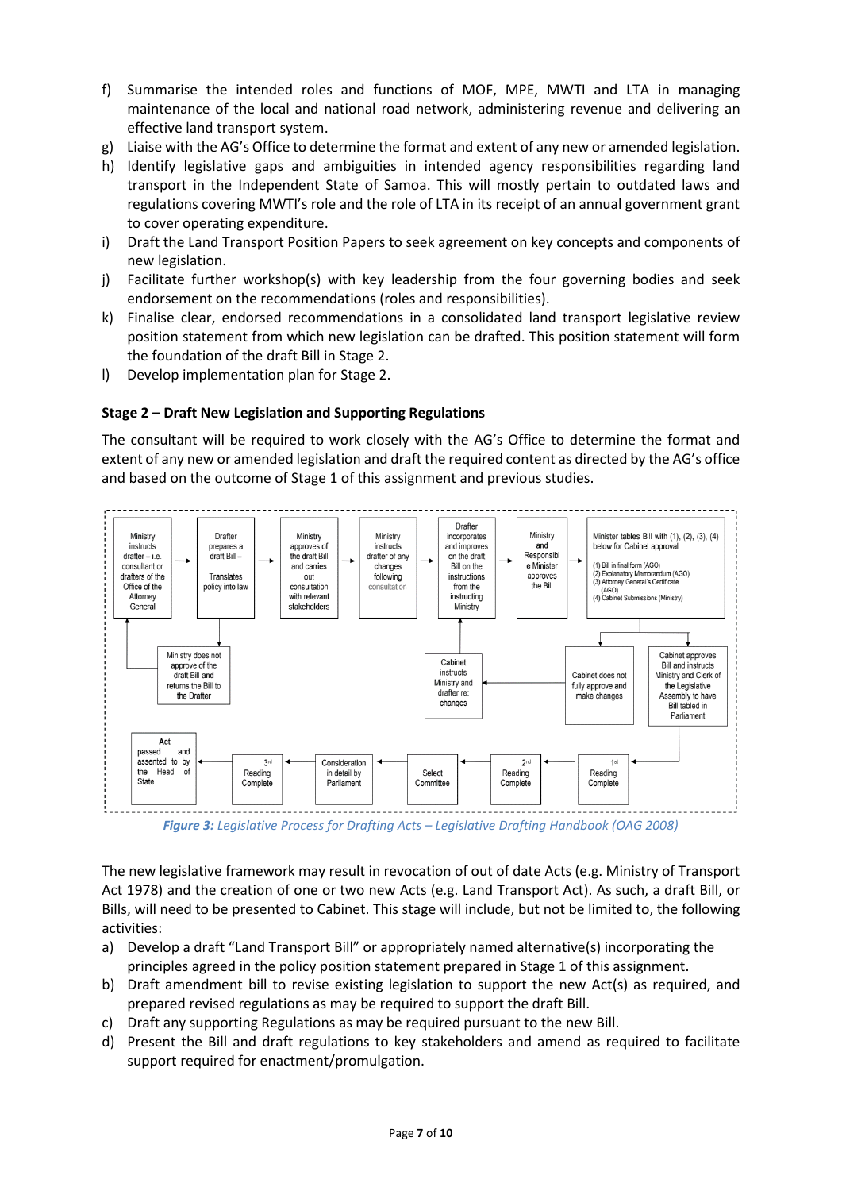f) Summarise the intended roles and functions of MOF, MPE, MWTI and LTA in managing maintenance of the local and national road network, administering revenue and delivering an effective land transport system.

g) Liaise with the AG's Office to determine the format and extent of any new or amended legislation.

h) Identify legislative gaps and ambiguities in intended agency responsibilities regarding land transport in the Independent State of Samoa. This will mostly pertain to outdated laws and regulations covering MWTI's role and the role of LTA in its receipt of an annual government grant to cover operating expenditure.

i) Draft the Land Transport Position Papers to seek agreement on key concepts and components of new legislation.

j) Facilitate further workshop(s) with key leadership from the four governing bodies and seek endorsement on the recommendations (roles and responsibilities).

k) Finalise clear, endorsed recommendations in a consolidated land transport legislative review position statement from which new legislation can be drafted. This position statement will form the foundation of the draft Bill in Stage 2.

l) Develop implementation plan for Stage 2.

### Stage 2 – Draft New Legislation and Supporting Regulations

The consultant will be required to work closely with the AG's Office to determine the format and extent of any new or amended legislation and draft the required content as directed by the AG's office and based on the outcome of Stage 1 of this assignment and previous studies.

- Ministry instructs drafter – i.e. consultant or drafters of the Office of the Attorney General
- Drafter prepares a draft Bill – Translates policy into law
- Ministry does not approve of the draft Bill and returns the Bill to the Drafter
- Ministry approves of the draft Bill and carries out consultation with relevant stakeholders
- Ministry instructs drafter of any changes following consultation
- Drafter incorporates and improves on the draft Bill on the instructions from the instructing Ministry
- Ministry and Responsible Minister approves the Bill
- Minister tables Bill with (1), (2), (3), (4) below for Cabinet approval
  - (1) Bill in final form (AGO)
  - (2) Explanatory Memorandum (AGO)
  - (3) Attorney General's Certificate (AGO)
  - (4) Cabinet Submissions (Ministry)
- Cabinet does not fully approve and make changes
- Cabinet instructs Ministry and drafter re: changes
- Cabinet approves Bill and instructs Ministry and Clerk of the Legislative Assembly to have Bill tabled in Parliament
- 1st Reading Complete
- 2nd Reading Complete
- Select Committee
- Consideration in detail by Parliament
- 3rd Reading Complete
- Act passed and assented to by the Head of State

*Figure 3: Legislative Process for Drafting Acts – Legislative Drafting Handbook (OAG 2008)*

The new legislative framework may result in revocation of out of date Acts (e.g. Ministry of Transport Act 1978) and the creation of one or two new Acts (e.g. Land Transport Act). As such, a draft Bill, or Bills, will need to be presented to Cabinet. This stage will include, but not be limited to, the following activities:

a) Develop a draft "Land Transport Bill" or appropriately named alternative(s) incorporating the principles agreed in the policy position statement prepared in Stage 1 of this assignment.

b) Draft amendment bill to revise existing legislation to support the new Act(s) as required, and prepared revised regulations as may be required to support the draft Bill.

c) Draft any supporting Regulations as may be required pursuant to the new Bill.

d) Present the Bill and draft regulations to key stakeholders and amend as required to facilitate support required for enactment/promulgation.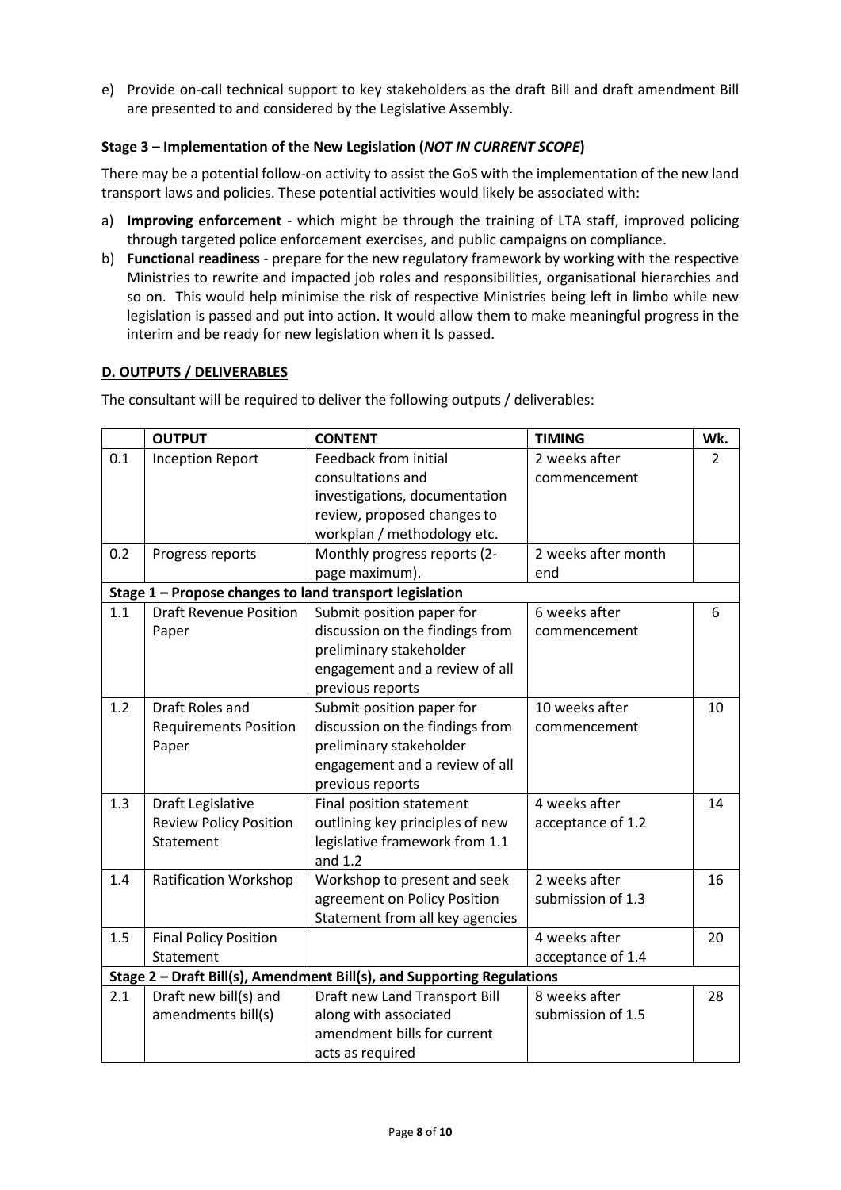e) Provide on-call technical support to key stakeholders as the draft Bill and draft amendment Bill are presented to and considered by the Legislative Assembly.

**Stage 3 – Implementation of the New Legislation (*NOT IN CURRENT SCOPE*)**

There may be a potential follow-on activity to assist the GoS with the implementation of the new land transport laws and policies. These potential activities would likely be associated with:

a) **Improving enforcement** - which might be through the training of LTA staff, improved policing through targeted police enforcement exercises, and public campaigns on compliance.
b) **Functional readiness** - prepare for the new regulatory framework by working with the respective Ministries to rewrite and impacted job roles and responsibilities, organisational hierarchies and so on. This would help minimise the risk of respective Ministries being left in limbo while new legislation is passed and put into action. It would allow them to make meaningful progress in the interim and be ready for new legislation when it Is passed.

## D. OUTPUTS / DELIVERABLES

The consultant will be required to deliver the following outputs / deliverables:

| | OUTPUT | CONTENT | TIMING | Wk. |
|---|---|---|---|---|
| 0.1 | Inception Report | Feedback from initial consultations and investigations, documentation review, proposed changes to workplan / methodology etc. | 2 weeks after commencement | 2 |
| 0.2 | Progress reports | Monthly progress reports (2-page maximum). | 2 weeks after month end | |
| **Stage 1 – Propose changes to land transport legislation** | | | | |
| 1.1 | Draft Revenue Position Paper | Submit position paper for discussion on the findings from preliminary stakeholder engagement and a review of all previous reports | 6 weeks after commencement | 6 |
| 1.2 | Draft Roles and Requirements Position Paper | Submit position paper for discussion on the findings from preliminary stakeholder engagement and a review of all previous reports | 10 weeks after commencement | 10 |
| 1.3 | Draft Legislative Review Policy Position Statement | Final position statement outlining key principles of new legislative framework from 1.1 and 1.2 | 4 weeks after acceptance of 1.2 | 14 |
| 1.4 | Ratification Workshop | Workshop to present and seek agreement on Policy Position Statement from all key agencies | 2 weeks after submission of 1.3 | 16 |
| 1.5 | Final Policy Position Statement | | 4 weeks after acceptance of 1.4 | 20 |
| **Stage 2 – Draft Bill(s), Amendment Bill(s), and Supporting Regulations** | | | | |
| 2.1 | Draft new bill(s) and amendments bill(s) | Draft new Land Transport Bill along with associated amendment bills for current acts as required | 8 weeks after submission of 1.5 | 28 |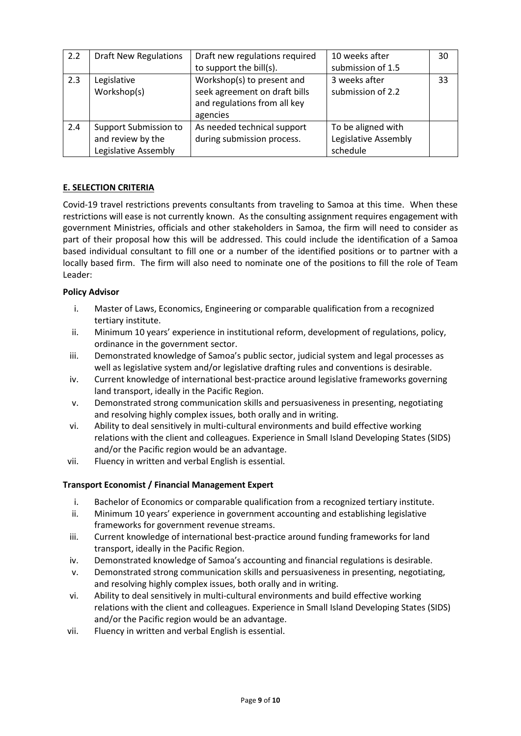| 2.2 | Draft New Regulations | Draft new regulations required to support the bill(s). | 10 weeks after submission of 1.5 | 30 |
|---|---|---|---|---|
| 2.3 | Legislative Workshop(s) | Workshop(s) to present and seek agreement on draft bills and regulations from all key agencies | 3 weeks after submission of 2.2 | 33 |
| 2.4 | Support Submission to and review by the Legislative Assembly | As needed technical support during submission process. | To be aligned with Legislative Assembly schedule | |

## E. SELECTION CRITERIA

Covid-19 travel restrictions prevents consultants from traveling to Samoa at this time. When these restrictions will ease is not currently known. As the consulting assignment requires engagement with government Ministries, officials and other stakeholders in Samoa, the firm will need to consider as part of their proposal how this will be addressed. This could include the identification of a Samoa based individual consultant to fill one or a number of the identified positions or to partner with a locally based firm. The firm will also need to nominate one of the positions to fill the role of Team Leader:

**Policy Advisor**

i. Master of Laws, Economics, Engineering or comparable qualification from a recognized tertiary institute.
ii. Minimum 10 years' experience in institutional reform, development of regulations, policy, ordinance in the government sector.
iii. Demonstrated knowledge of Samoa's public sector, judicial system and legal processes as well as legislative system and/or legislative drafting rules and conventions is desirable.
iv. Current knowledge of international best-practice around legislative frameworks governing land transport, ideally in the Pacific Region.
v. Demonstrated strong communication skills and persuasiveness in presenting, negotiating and resolving highly complex issues, both orally and in writing.
vi. Ability to deal sensitively in multi-cultural environments and build effective working relations with the client and colleagues. Experience in Small Island Developing States (SIDS) and/or the Pacific region would be an advantage.
vii. Fluency in written and verbal English is essential.

**Transport Economist / Financial Management Expert**

i. Bachelor of Economics or comparable qualification from a recognized tertiary institute.
ii. Minimum 10 years' experience in government accounting and establishing legislative frameworks for government revenue streams.
iii. Current knowledge of international best-practice around funding frameworks for land transport, ideally in the Pacific Region.
iv. Demonstrated knowledge of Samoa's accounting and financial regulations is desirable.
v. Demonstrated strong communication skills and persuasiveness in presenting, negotiating, and resolving highly complex issues, both orally and in writing.
vi. Ability to deal sensitively in multi-cultural environments and build effective working relations with the client and colleagues. Experience in Small Island Developing States (SIDS) and/or the Pacific region would be an advantage.
vii. Fluency in written and verbal English is essential.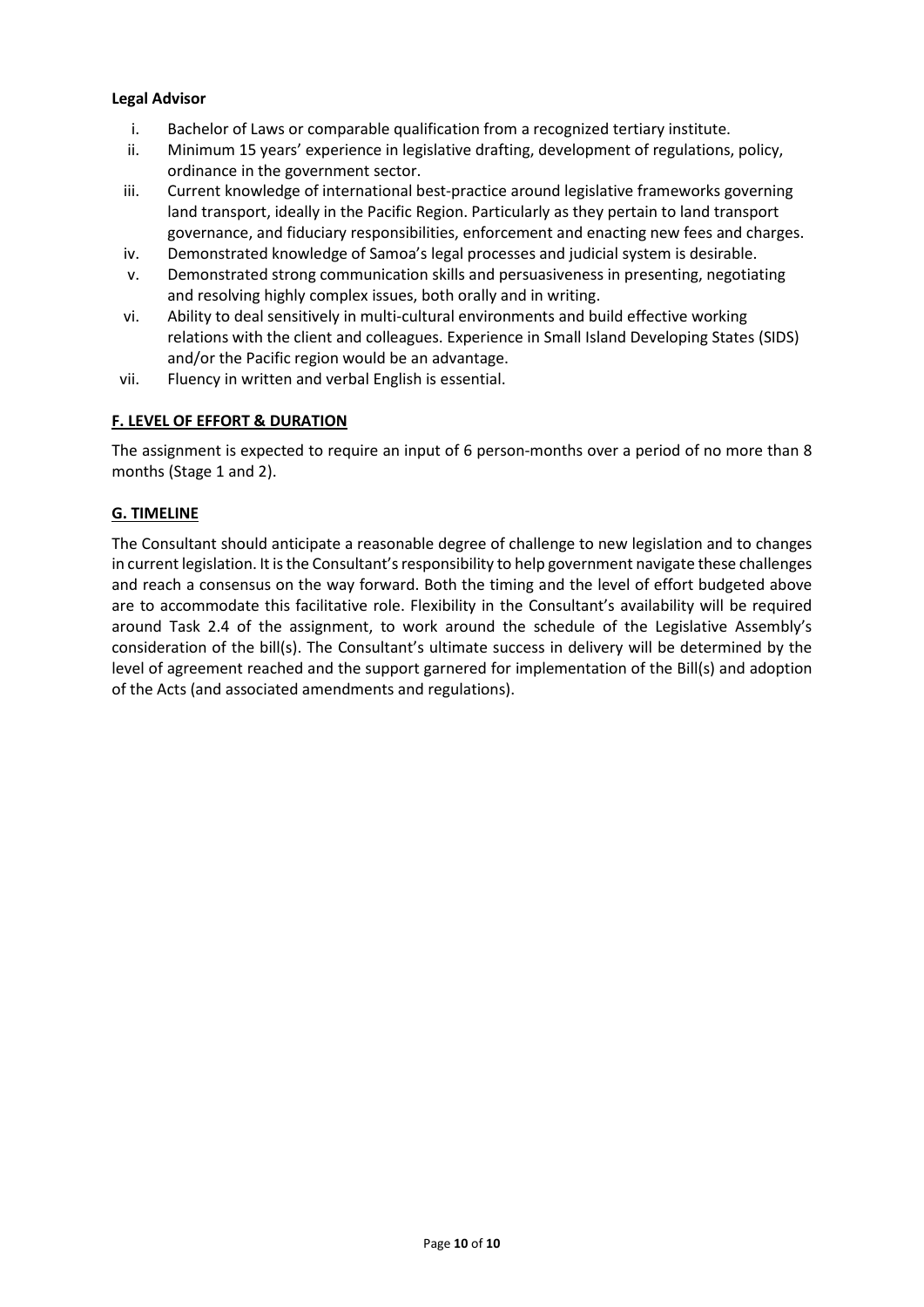**Legal Advisor**

i. Bachelor of Laws or comparable qualification from a recognized tertiary institute.
ii. Minimum 15 years' experience in legislative drafting, development of regulations, policy, ordinance in the government sector.
iii. Current knowledge of international best-practice around legislative frameworks governing land transport, ideally in the Pacific Region. Particularly as they pertain to land transport governance, and fiduciary responsibilities, enforcement and enacting new fees and charges.
iv. Demonstrated knowledge of Samoa's legal processes and judicial system is desirable.
v. Demonstrated strong communication skills and persuasiveness in presenting, negotiating and resolving highly complex issues, both orally and in writing.
vi. Ability to deal sensitively in multi-cultural environments and build effective working relations with the client and colleagues. Experience in Small Island Developing States (SIDS) and/or the Pacific region would be an advantage.
vii. Fluency in written and verbal English is essential.

## F. LEVEL OF EFFORT & DURATION

The assignment is expected to require an input of 6 person-months over a period of no more than 8 months (Stage 1 and 2).

## G. TIMELINE

The Consultant should anticipate a reasonable degree of challenge to new legislation and to changes in current legislation. It is the Consultant's responsibility to help government navigate these challenges and reach a consensus on the way forward. Both the timing and the level of effort budgeted above are to accommodate this facilitative role. Flexibility in the Consultant's availability will be required around Task 2.4 of the assignment, to work around the schedule of the Legislative Assembly's consideration of the bill(s). The Consultant's ultimate success in delivery will be determined by the level of agreement reached and the support garnered for implementation of the Bill(s) and adoption of the Acts (and associated amendments and regulations).